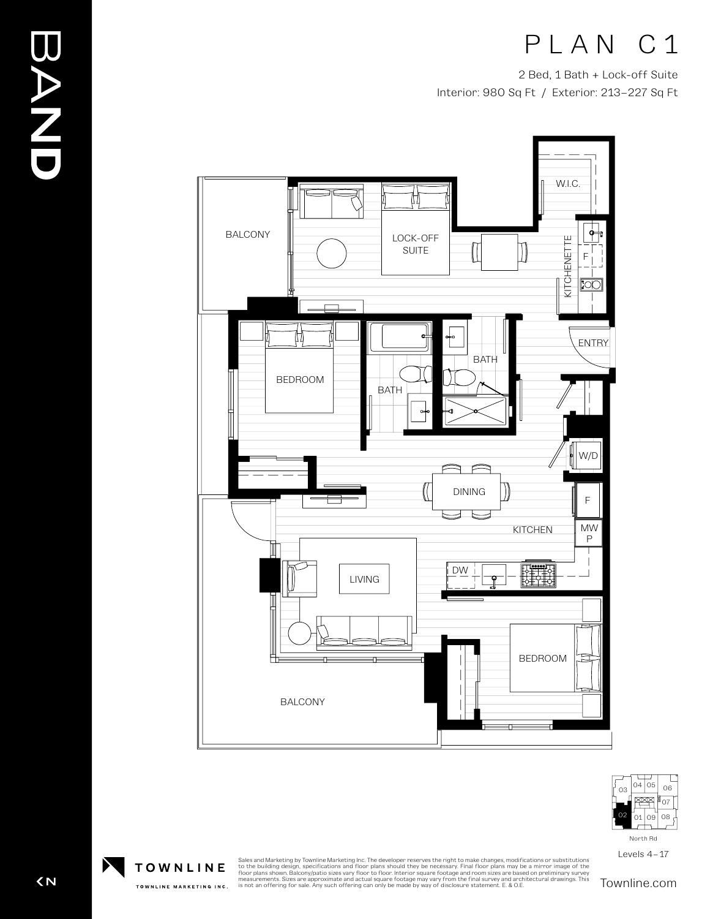BAND

# PLAN C1

2 Bed, 1 Bath + Lock-off Suite

Interior: 980 Sq Ft / Exterior: 213–227 Sq Ft

BALCONY

LOCK-OFF SUITE

W.I.C.

KITCHENETTE

F

ENTRY

BEDROOM

BATH

BATH

W/D

DINING

F

KITCHEN

MW P

DW

LIVING

BEDROOM

BALCONY

03 04 05 06 07 02 01 09 08

North Rd

Levels 4–17

TOWNLINE

TOWNLINE MARKETING INC.

Sales and Marketing by Townline Marketing Inc. The developer reserves the right to make changes, modifications or substitutions to the building design, specifications and floor plans should they be necessary. Final floor plans may be a mirror image of the floor plans shown. Balcony/patio sizes vary floor to floor. Interior square footage and room sizes are based on preliminary survey measurements. Sizes are approximate and actual square footage may vary from the final survey and architectural drawings. This is not an offering for sale. Any such offering can only be made by way of disclosure statement. E. & O.E.

Townline.com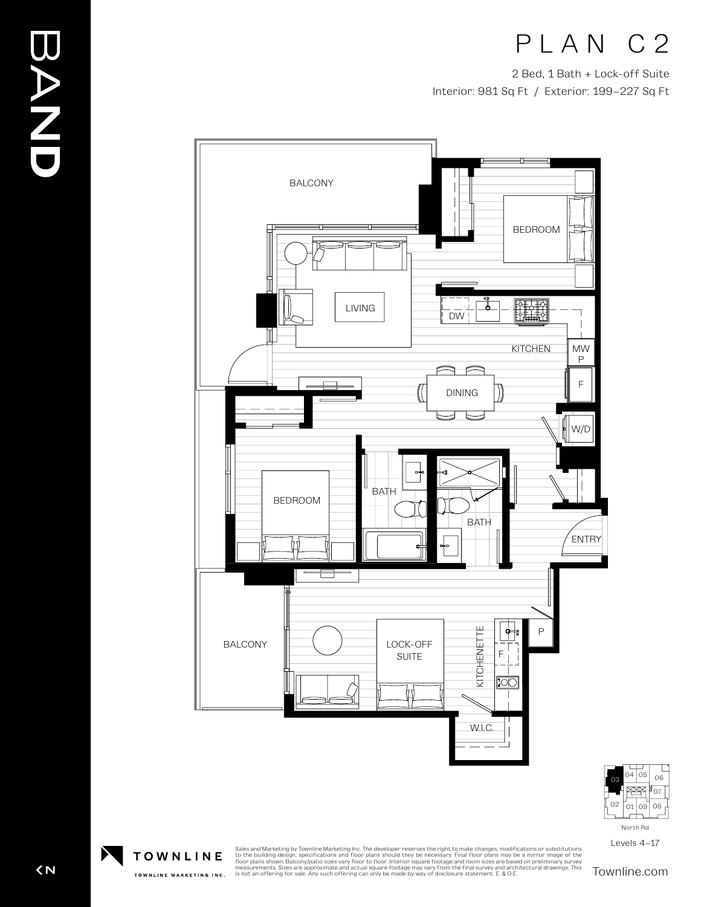BAND

# PLAN C2

2 Bed, 1 Bath + Lock-off Suite

Interior: 981 Sq Ft / Exterior: 199–227 Sq Ft

BALCONY

BEDROOM

LIVING

DW

KITCHEN

MW
P

F

DINING

W/D

BEDROOM

BATH

BATH

ENTRY

P

BALCONY

LOCK-OFF SUITE

KITCHENETTE

F

W.I.C.

03 04 05 06 07 02 01 09 08

North Rd

Levels 4–17

TOWNLINE

TOWNLINE MARKETING INC.

Sales and Marketing by Townline Marketing Inc. The developer reserves the right to make changes, modifications or substitutions to the building design, specifications and floor plans should they be necessary. Final floor plans may be a mirror image of the floor plans shown. Balcony/patio sizes vary floor to floor. Interior square footage and room sizes are based on preliminary survey measurements. Sizes are approximate and actual square footage may vary from the final survey and architectural drawings. This is not an offering for sale. Any such offering can only be made by way of disclosure statement. E. & O.E.

Townline.com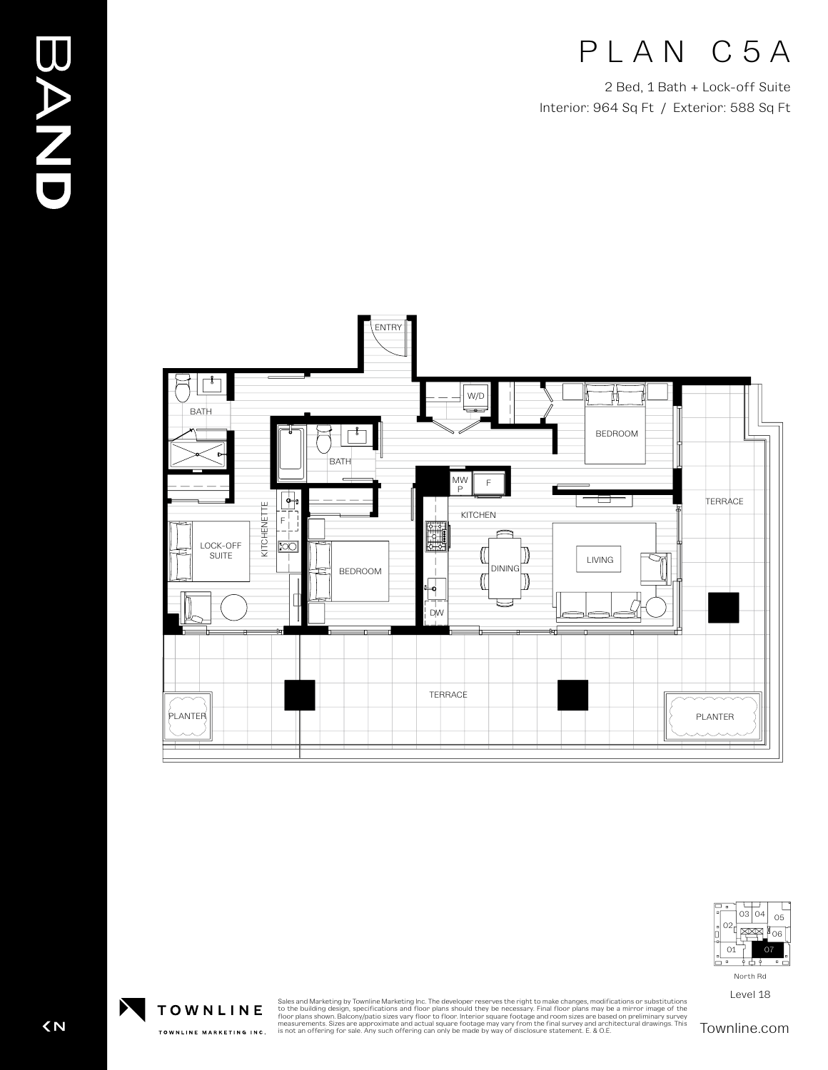# PLAN C5A

2 Bed, 1 Bath + Lock-off Suite

Interior: 964 Sq Ft / Exterior: 588 Sq Ft

ENTRY

W/D

BATH

BATH

BEDROOM

TERRACE

MW P

F

KITCHEN

LOCK-OFF SUITE

KITCHENETTE

F

BEDROOM

DINING

LIVING

DW

TERRACE

PLANTER

PLANTER

03 04 05 02 06 01 07

North Rd

Level 18

TOWNLINE

TOWNLINE MARKETING INC.

Sales and Marketing by Townline Marketing Inc. The developer reserves the right to make changes, modifications or substitutions to the building design, specifications and floor plans should they be necessary. Final floor plans may be a mirror image of the floor plans shown. Balcony/patio sizes vary floor to floor. Interior square footage and room sizes are based on preliminary survey measurements. Sizes are approximate and actual square footage may vary from the final survey and architectural drawings. This is not an offering for sale. Any such offering can only be made by way of disclosure statement. E. & O.E.

Townline.com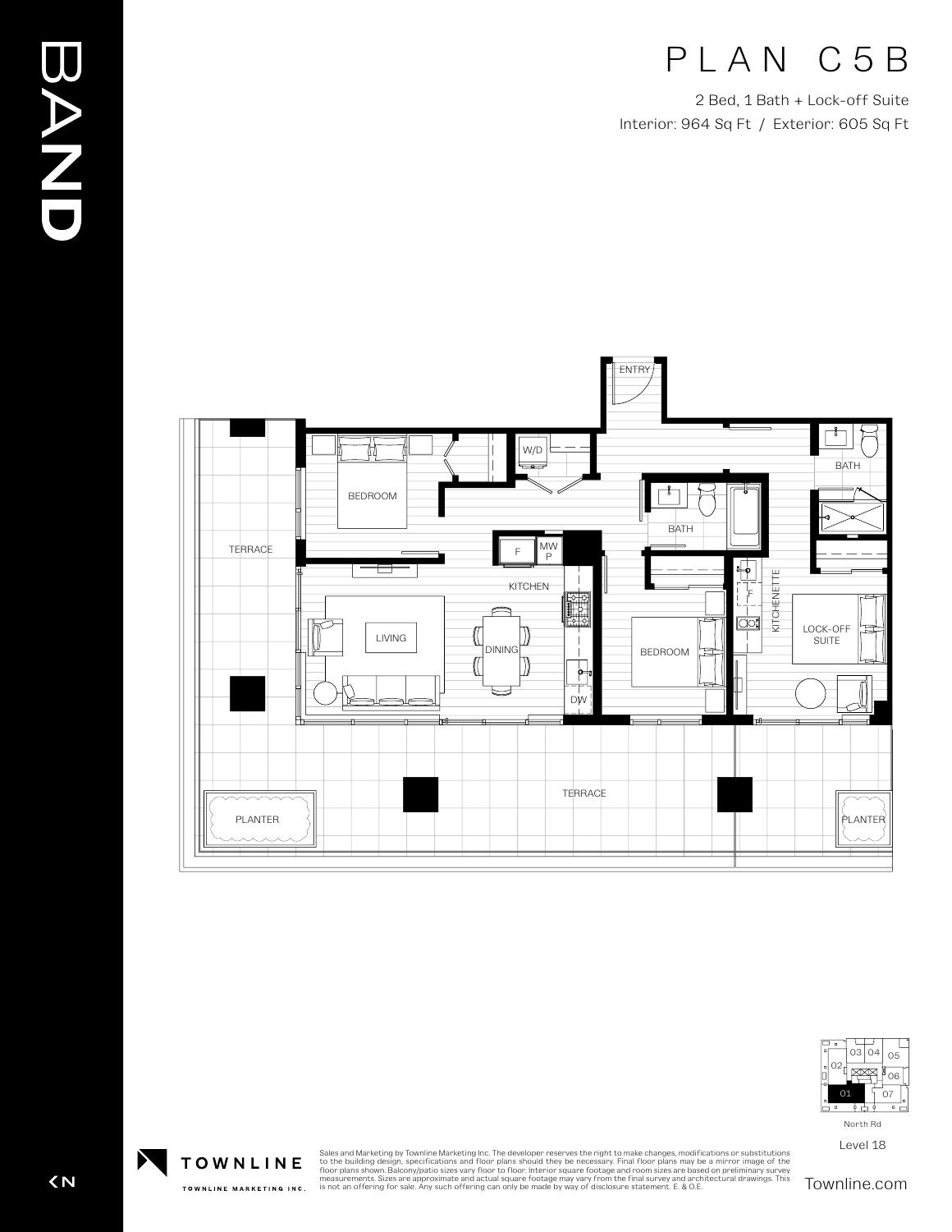# PLAN C5B

2 Bed, 1 Bath + Lock-off Suite

Interior: 964 Sq Ft / Exterior: 605 Sq Ft

ENTRY

W/D

BEDROOM

BATH

BATH

TERRACE

F

MW P

KITCHEN

KITCHENETTE

F

LIVING

DINING

BEDROOM

LOCK-OFF SUITE

DW

TERRACE

PLANTER

PLANTER

03 04 05

02 06

01 07

North Rd

Level 18

TOWNLINE

TOWNLINE MARKETING INC.

Sales and Marketing by Townline Marketing Inc. The developer reserves the right to make changes, modifications or substitutions to the building design, specifications and floor plans should they be necessary. Final floor plans may be a mirror image of the floor plans shown. Balcony/patio sizes vary floor to floor. Interior square footage and room sizes are based on preliminary survey measurements. Sizes are approximate and actual square footage may vary from the final survey and architectural drawings. This is not an offering for sale. Any such offering can only be made by way of disclosure statement. E. & O.E.

Townline.com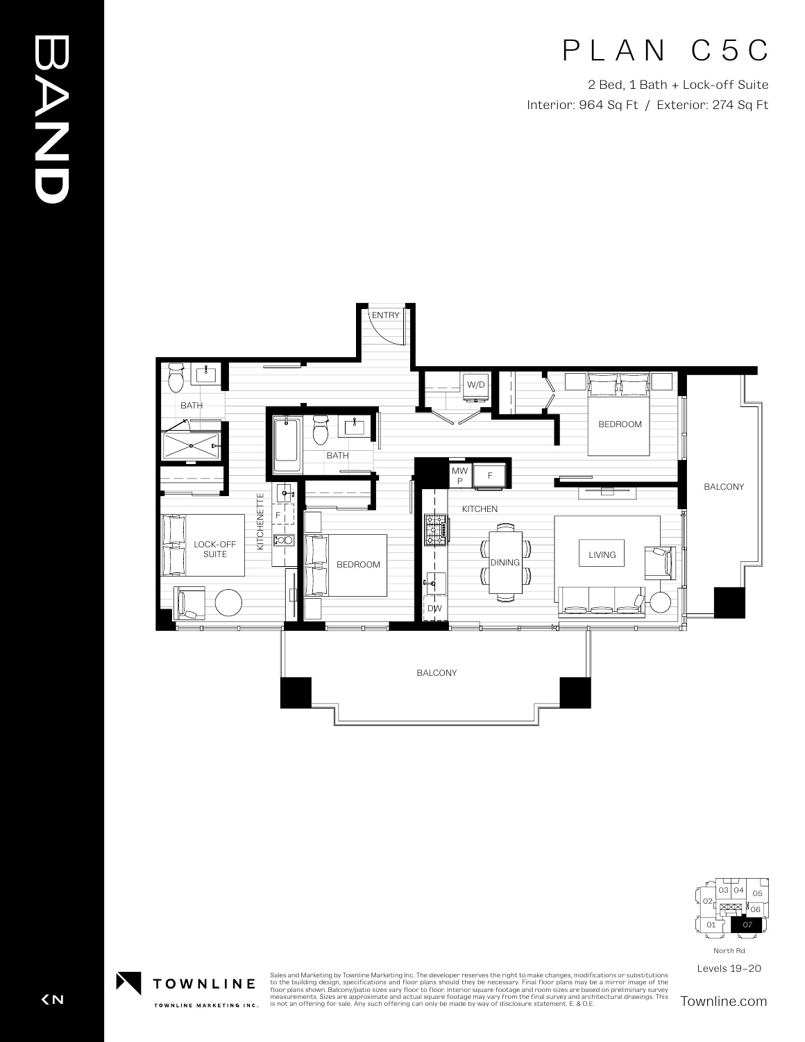BAND

# PLAN C5C

2 Bed, 1 Bath + Lock-off Suite

Interior: 964 Sq Ft / Exterior: 274 Sq Ft

ENTRY

BATH

W/D

BEDROOM

BATH

MW P

F

BALCONY

KITCHENETTE

F

KITCHEN

LOCK-OFF SUITE

BEDROOM

DINING

LIVING

DW

BALCONY

03 04 05 02 06 01 07

North Rd

Levels 19–20

TOWNLINE

TOWNLINE MARKETING INC.

Sales and Marketing by Townline Marketing Inc. The developer reserves the right to make changes, modifications or substitutions to the building design, specifications and floor plans should they be necessary. Final floor plans may be a mirror image of the floor plans shown. Balcony/patio sizes vary floor to floor. Interior square footage and room sizes are based on preliminary survey measurements. Sizes are approximate and actual square footage may vary from the final survey and architectural drawings. This is not an offering for sale. Any such offering can only be made by way of disclosure statement. E. & O.E.

Townline.com

N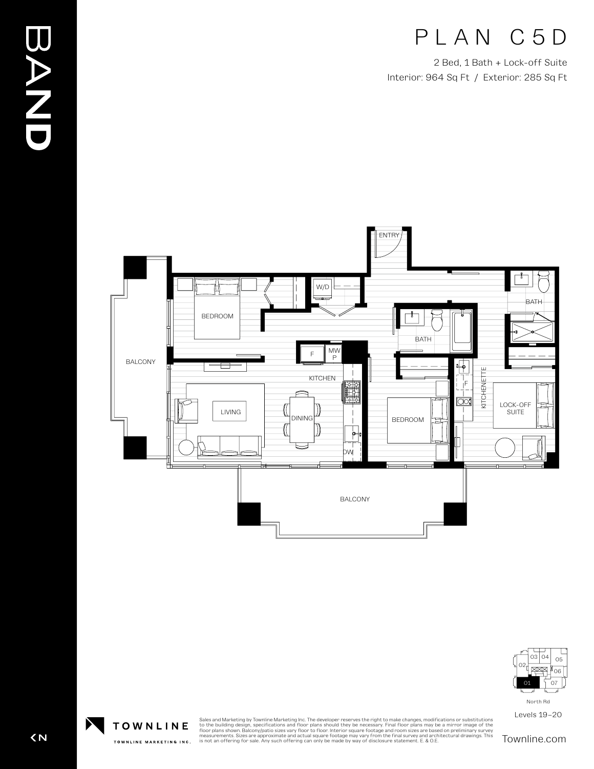BAND

# PLAN C5D

2 Bed, 1 Bath + Lock-off Suite
Interior: 964 Sq Ft / Exterior: 285 Sq Ft

ENTRY
W/D
BEDROOM
BATH
BATH
BALCONY
F
MW P
KITCHEN
LIVING
DINING
DW
BEDROOM
F
KITCHENETTE
LOCK-OFF SUITE
BALCONY

03 04 05 02 06 01 07
North Rd
Levels 19–20

TOWNLINE
TOWNLINE MARKETING INC.

Sales and Marketing by Townline Marketing Inc. The developer reserves the right to make changes, modifications or substitutions to the building design, specifications and floor plans should they be necessary. Final floor plans may be a mirror image of the floor plans shown. Balcony/patio sizes vary floor to floor. Interior square footage and room sizes are based on preliminary survey measurements. Sizes are approximate and actual square footage may vary from the final survey and architectural drawings. This is not an offering for sale. Any such offering can only be made by way of disclosure statement. E. & O.E.

Townline.com